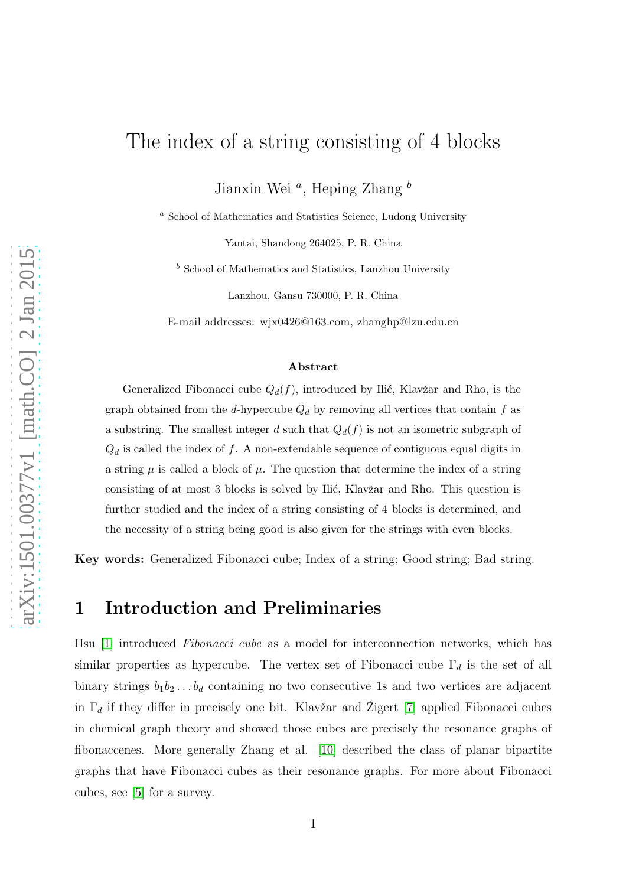# The index of a string consisting of 4 blocks

Jianxin Wei [a], Heping Zhang [b]

[a] School of Mathematics and Statistics Science, Ludong University

Yantai, Shandong 264025, P. R. China

[b] School of Mathematics and Statistics, Lanzhou University

Lanzhou, Gansu 730000, P. R. China

E-mail addresses: wjx0426@163.com, zhanghp@lzu.edu.cn

**Abstract**

Generalized Fibonacci cube $Q_d(f)$, introduced by Ilić, Klavžar and Rho, is the graph obtained from the $d$-hypercube $Q_d$ by removing all vertices that contain $f$ as a substring. The smallest integer $d$ such that $Q_d(f)$ is not an isometric subgraph of $Q_d$ is called the index of $f$. A non-extendable sequence of contiguous equal digits in a string $\mu$ is called a block of $\mu$. The question that determine the index of a string consisting of at most 3 blocks is solved by Ilić, Klavžar and Rho. This question is further studied and the index of a string consisting of 4 blocks is determined, and the necessity of a string being good is also given for the strings with even blocks.

**Key words:** Generalized Fibonacci cube; Index of a string; Good string; Bad string.

## 1 Introduction and Preliminaries

Hsu [1] introduced *Fibonacci cube* as a model for interconnection networks, which has similar properties as hypercube. The vertex set of Fibonacci cube $\Gamma_d$ is the set of all binary strings $b_1b_2 \dots b_d$ containing no two consecutive 1s and two vertices are adjacent in $\Gamma_d$ if they differ in precisely one bit. Klavžar and Žigert [7] applied Fibonacci cubes in chemical graph theory and showed those cubes are precisely the resonance graphs of fibonaccenes. More generally Zhang et al. [10] described the class of planar bipartite graphs that have Fibonacci cubes as their resonance graphs. For more about Fibonacci cubes, see [5] for a survey.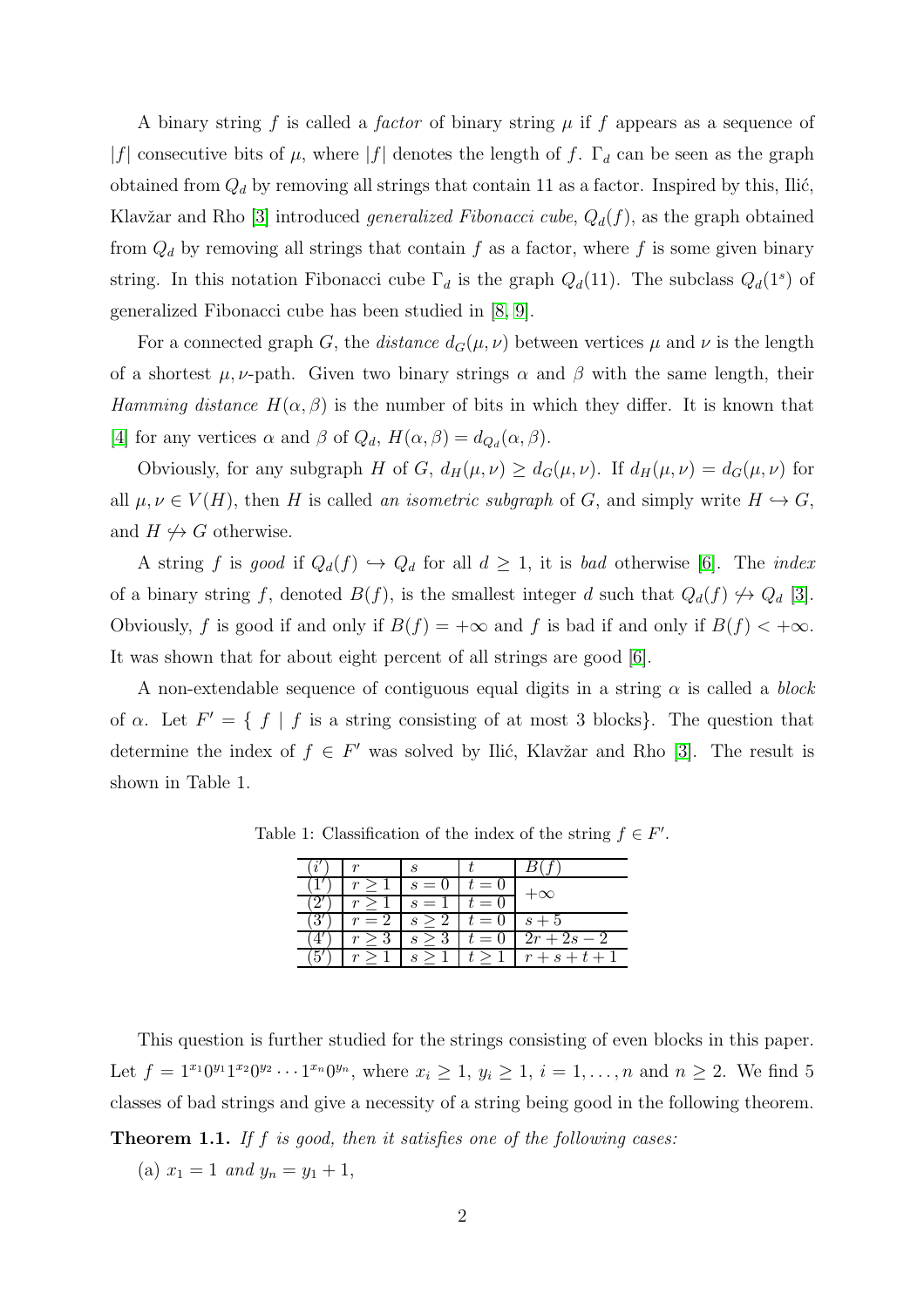A binary string $f$ is called a *factor* of binary string $\mu$ if $f$ appears as a sequence of $|f|$ consecutive bits of $\mu$, where $|f|$ denotes the length of $f$. $\Gamma_d$ can be seen as the graph obtained from $Q_d$ by removing all strings that contain 11 as a factor. Inspired by this, Ilić, Klavžar and Rho [3] introduced *generalized Fibonacci cube*, $Q_d(f)$, as the graph obtained from $Q_d$ by removing all strings that contain $f$ as a factor, where $f$ is some given binary string. In this notation Fibonacci cube $\Gamma_d$ is the graph $Q_d(11)$. The subclass $Q_d(1^s)$ of generalized Fibonacci cube has been studied in [8, 9].

For a connected graph $G$, the *distance* $d_G(\mu, \nu)$ between vertices $\mu$ and $\nu$ is the length of a shortest $\mu,\nu$-path. Given two binary strings $\alpha$ and $\beta$ with the same length, their *Hamming distance* $H(\alpha, \beta)$ is the number of bits in which they differ. It is known that [4] for any vertices $\alpha$ and $\beta$ of $Q_d$, $H(\alpha, \beta) = d_{Q_d}(\alpha, \beta)$.

Obviously, for any subgraph $H$ of $G$, $d_H(\mu, \nu) \geq d_G(\mu, \nu)$. If $d_H(\mu, \nu) = d_G(\mu, \nu)$ for all $\mu, \nu \in V(H)$, then $H$ is called *an isometric subgraph* of $G$, and simply write $H \hookrightarrow G$, and $H \not\hookrightarrow G$ otherwise.

A string $f$ is *good* if $Q_d(f) \hookrightarrow Q_d$ for all $d \geq 1$, it is *bad* otherwise [6]. The *index* of a binary string $f$, denoted $B(f)$, is the smallest integer $d$ such that $Q_d(f) \not\hookrightarrow Q_d$ [3]. Obviously, $f$ is good if and only if $B(f) = +\infty$ and $f$ is bad if and only if $B(f) < +\infty$. It was shown that for about eight percent of all strings are good [6].

A non-extendable sequence of contiguous equal digits in a string $\alpha$ is called a *block* of $\alpha$. Let $F' = \{\ f \mid f$ is a string consisting of at most 3 blocks$\}$. The question that determine the index of $f \in F'$ was solved by Ilić, Klavžar and Rho [3]. The result is shown in Table 1.

Table 1: Classification of the index of the string $f \in F'$.

| $(i')$ | $r$ | $s$ | $t$ | $B(f)$ |
|---|---|---|---|---|
| $(1')$ | $r \geq 1$ | $s = 0$ | $t = 0$ | $+\infty$ |
| $(2')$ | $r \geq 1$ | $s = 1$ | $t = 0$ | |
| $(3')$ | $r = 2$ | $s \geq 2$ | $t = 0$ | $s + 5$ |
| $(4')$ | $r \geq 3$ | $s \geq 3$ | $t = 0$ | $2r + 2s - 2$ |
| $(5')$ | $r \geq 1$ | $s \geq 1$ | $t \geq 1$ | $r + s + t + 1$ |

This question is further studied for the strings consisting of even blocks in this paper. Let $f = 1^{x_1}0^{y_1}1^{x_2}0^{y_2}\cdots 1^{x_n}0^{y_n}$, where $x_i \geq 1$, $y_i \geq 1$, $i = 1, \ldots, n$ and $n \geq 2$. We find 5 classes of bad strings and give a necessity of a string being good in the following theorem.

**Theorem 1.1.** *If $f$ is good, then it satisfies one of the following cases:*

(a) *$x_1 = 1$ and $y_n = y_1 + 1$,*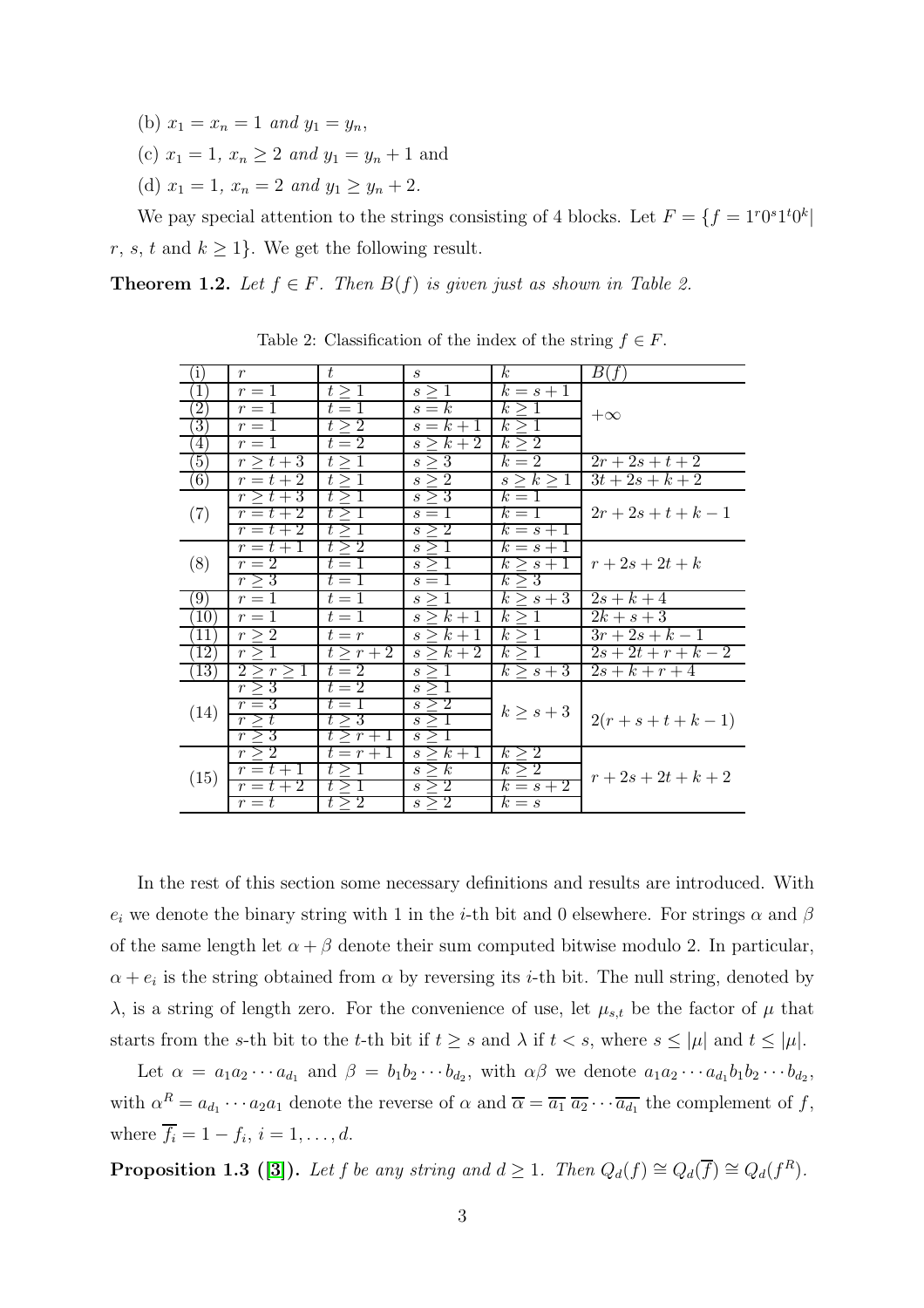(b) $x_1 = x_n = 1$ *and* $y_1 = y_n$,

(c) $x_1 = 1$, $x_n \geq 2$ *and* $y_1 = y_n + 1$ and

(d) $x_1 = 1$, $x_n = 2$ *and* $y_1 \geq y_n + 2$.

We pay special attention to the strings consisting of 4 blocks. Let $F = \{f = 1^r0^s1^t0^k |$ $r$, $s$, $t$ and $k \geq 1\}$. We get the following result.

**Theorem 1.2.** *Let $f \in F$. Then $B(f)$ is given just as shown in Table 2.*

Table 2: Classification of the index of the string $f \in F$.

| (i) | $r$ | $t$ | $s$ | $k$ | $B(f)$ |
|---|---|---|---|---|---|
| (1) | $r = 1$ | $t \geq 1$ | $s \geq 1$ | $k = s + 1$ | $+\infty$ |
| (2) | $r = 1$ | $t = 1$ | $s = k$ | $k \geq 1$ | |
| (3) | $r = 1$ | $t \geq 2$ | $s = k + 1$ | $k \geq 1$ | |
| (4) | $r = 1$ | $t = 2$ | $s \geq k + 2$ | $k \geq 2$ | |
| (5) | $r \geq t + 3$ | $t \geq 1$ | $s \geq 3$ | $k = 2$ | $2r + 2s + t + 2$ |
| (6) | $r = t + 2$ | $t \geq 1$ | $s \geq 2$ | $s \geq k \geq 1$ | $3t + 2s + k + 2$ |
| (7) | $r \geq t + 3$ | $t \geq 1$ | $s \geq 3$ | $k = 1$ | $2r + 2s + t + k - 1$ |
| | $r = t + 2$ | $t \geq 1$ | $s = 1$ | $k = 1$ | |
| | $r = t + 2$ | $t \geq 1$ | $s \geq 2$ | $k = s + 1$ | |
| (8) | $r = t + 1$ | $t \geq 2$ | $s \geq 1$ | $k = s + 1$ | $r + 2s + 2t + k$ |
| | $r = 2$ | $t = 1$ | $s \geq 1$ | $k \geq s + 1$ | |
| | $r \geq 3$ | $t = 1$ | $s = 1$ | $k \geq 3$ | |
| (9) | $r = 1$ | $t = 1$ | $s \geq 1$ | $k \geq s + 3$ | $2s + k + 4$ |
| (10) | $r = 1$ | $t = 1$ | $s \geq k + 1$ | $k \geq 1$ | $2k + s + 3$ |
| (11) | $r \geq 2$ | $t = r$ | $s \geq k + 1$ | $k \geq 1$ | $3r + 2s + k - 1$ |
| (12) | $r \geq 1$ | $t \geq r + 2$ | $s \geq k + 2$ | $k \geq 1$ | $2s + 2t + r + k - 2$ |
| (13) | $2 \geq r \geq 1$ | $t = 2$ | $s \geq 1$ | $k \geq s + 3$ | $2s + k + r + 4$ |
| (14) | $r \geq 3$ | $t = 2$ | $s \geq 1$ | $k \geq s + 3$ | $2(r + s + t + k - 1)$ |
| | $r = 3$ | $t = 1$ | $s \geq 2$ | | |
| | $r \geq t$ | $t \geq 3$ | $s \geq 1$ | | |
| | $r \geq 3$ | $t \geq r + 1$ | $s \geq 1$ | | |
| (15) | $r \geq 2$ | $t = r + 1$ | $s \geq k + 1$ | $k \geq 2$ | $r + 2s + 2t + k + 2$ |
| | $r = t + 1$ | $t \geq 1$ | $s \geq k$ | $k \geq 2$ | |
| | $r = t + 2$ | $t \geq 1$ | $s \geq 2$ | $k = s + 2$ | |
| | $r = t$ | $t \geq 2$ | $s \geq 2$ | $k = s$ | |

In the rest of this section some necessary definitions and results are introduced. With $e_i$ we denote the binary string with 1 in the $i$-th bit and 0 elsewhere. For strings $\alpha$ and $\beta$ of the same length let $\alpha + \beta$ denote their sum computed bitwise modulo 2. In particular, $\alpha + e_i$ is the string obtained from $\alpha$ by reversing its $i$-th bit. The null string, denoted by $\lambda$, is a string of length zero. For the convenience of use, let $\mu_{s,t}$ be the factor of $\mu$ that starts from the $s$-th bit to the $t$-th bit if $t \geq s$ and $\lambda$ if $t < s$, where $s \leq |\mu|$ and $t \leq |\mu|$.

Let $\alpha = a_1a_2\cdots a_{d_1}$ and $\beta = b_1b_2\cdots b_{d_2}$, with $\alpha\beta$ we denote $a_1a_2\cdots a_{d_1}b_1b_2\cdots b_{d_2}$, with $\alpha^R = a_{d_1}\cdots a_2a_1$ denote the reverse of $\alpha$ and $\overline{\alpha} = \overline{a_1}\ \overline{a_2}\cdots\overline{a_{d_1}}$ the complement of $f$, where $\overline{f_i} = 1 - f_i$, $i = 1, \ldots, d$.

**Proposition 1.3 ([3]).** *Let $f$ be any string and $d \geq 1$. Then $Q_d(f) \cong Q_d(\overline{f}) \cong Q_d(f^R)$.*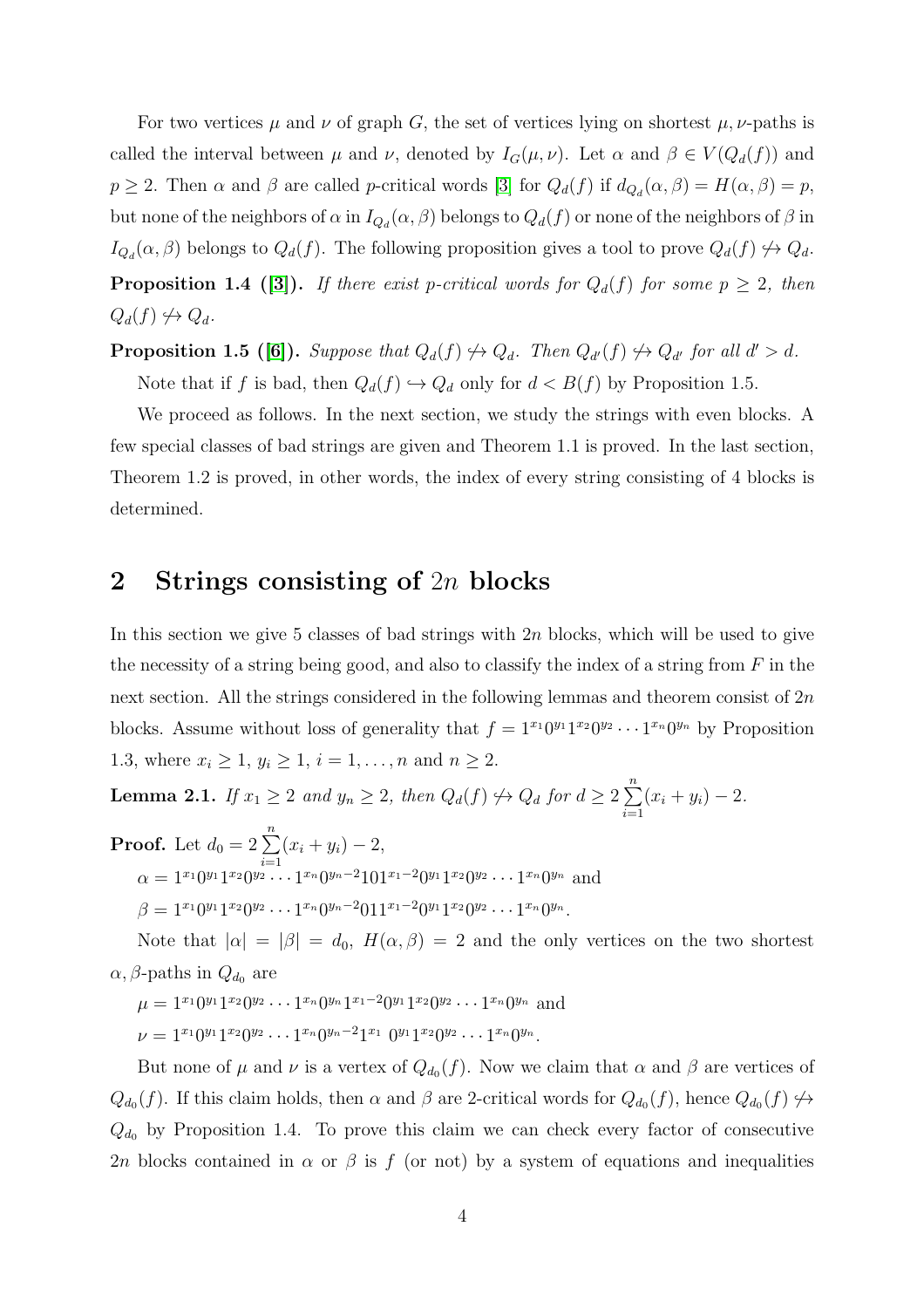For two vertices $\mu$ and $\nu$ of graph $G$, the set of vertices lying on shortest $\mu,\nu$-paths is called the interval between $\mu$ and $\nu$, denoted by $I_G(\mu,\nu)$. Let $\alpha$ and $\beta \in V(Q_d(f))$ and $p \geq 2$. Then $\alpha$ and $\beta$ are called $p$-critical words [3] for $Q_d(f)$ if $d_{Q_d}(\alpha,\beta) = H(\alpha,\beta) = p$, but none of the neighbors of $\alpha$ in $I_{Q_d}(\alpha,\beta)$ belongs to $Q_d(f)$ or none of the neighbors of $\beta$ in $I_{Q_d}(\alpha,\beta)$ belongs to $Q_d(f)$. The following proposition gives a tool to prove $Q_d(f) \not\hookrightarrow Q_d$.

**Proposition 1.4 ([3]).** *If there exist $p$-critical words for $Q_d(f)$ for some $p \geq 2$, then $Q_d(f) \not\hookrightarrow Q_d$.*

**Proposition 1.5 ([6]).** *Suppose that $Q_d(f) \not\hookrightarrow Q_d$. Then $Q_{d'}(f) \not\hookrightarrow Q_{d'}$ for all $d' > d$.*

Note that if $f$ is bad, then $Q_d(f) \hookrightarrow Q_d$ only for $d < B(f)$ by Proposition 1.5.

We proceed as follows. In the next section, we study the strings with even blocks. A few special classes of bad strings are given and Theorem 1.1 is proved. In the last section, Theorem 1.2 is proved, in other words, the index of every string consisting of 4 blocks is determined.

## 2 Strings consisting of $2n$ blocks

In this section we give 5 classes of bad strings with $2n$ blocks, which will be used to give the necessity of a string being good, and also to classify the index of a string from $F$ in the next section. All the strings considered in the following lemmas and theorem consist of $2n$ blocks. Assume without loss of generality that $f = 1^{x_1}0^{y_1}1^{x_2}0^{y_2}\cdots 1^{x_n}0^{y_n}$ by Proposition 1.3, where $x_i \geq 1$, $y_i \geq 1$, $i = 1,\ldots,n$ and $n \geq 2$.

**Lemma 2.1.** *If $x_1 \geq 2$ and $y_n \geq 2$, then $Q_d(f) \not\hookrightarrow Q_d$ for $d \geq 2\sum_{i=1}^{n}(x_i + y_i) - 2$.*

**Proof.** Let $d_0 = 2\sum_{i=1}^{n}(x_i + y_i) - 2$,

$\alpha = 1^{x_1}0^{y_1}1^{x_2}0^{y_2}\cdots 1^{x_n}0^{y_n-2}101^{x_1-2}0^{y_1}1^{x_2}0^{y_2}\cdots 1^{x_n}0^{y_n}$ and

$\beta = 1^{x_1}0^{y_1}1^{x_2}0^{y_2}\cdots 1^{x_n}0^{y_n-2}011^{x_1-2}0^{y_1}1^{x_2}0^{y_2}\cdots 1^{x_n}0^{y_n}$.

Note that $|\alpha| = |\beta| = d_0$, $H(\alpha,\beta) = 2$ and the only vertices on the two shortest $\alpha,\beta$-paths in $Q_{d_0}$ are

$\mu = 1^{x_1}0^{y_1}1^{x_2}0^{y_2}\cdots 1^{x_n}0^{y_n}1^{x_1-2}0^{y_1}1^{x_2}0^{y_2}\cdots 1^{x_n}0^{y_n}$ and

$\nu = 1^{x_1}0^{y_1}1^{x_2}0^{y_2}\cdots 1^{x_n}0^{y_n-2}1^{x_1}\,0^{y_1}1^{x_2}0^{y_2}\cdots 1^{x_n}0^{y_n}$.

But none of $\mu$ and $\nu$ is a vertex of $Q_{d_0}(f)$. Now we claim that $\alpha$ and $\beta$ are vertices of $Q_{d_0}(f)$. If this claim holds, then $\alpha$ and $\beta$ are 2-critical words for $Q_{d_0}(f)$, hence $Q_{d_0}(f) \not\hookrightarrow Q_{d_0}$ by Proposition 1.4. To prove this claim we can check every factor of consecutive $2n$ blocks contained in $\alpha$ or $\beta$ is $f$ (or not) by a system of equations and inequalities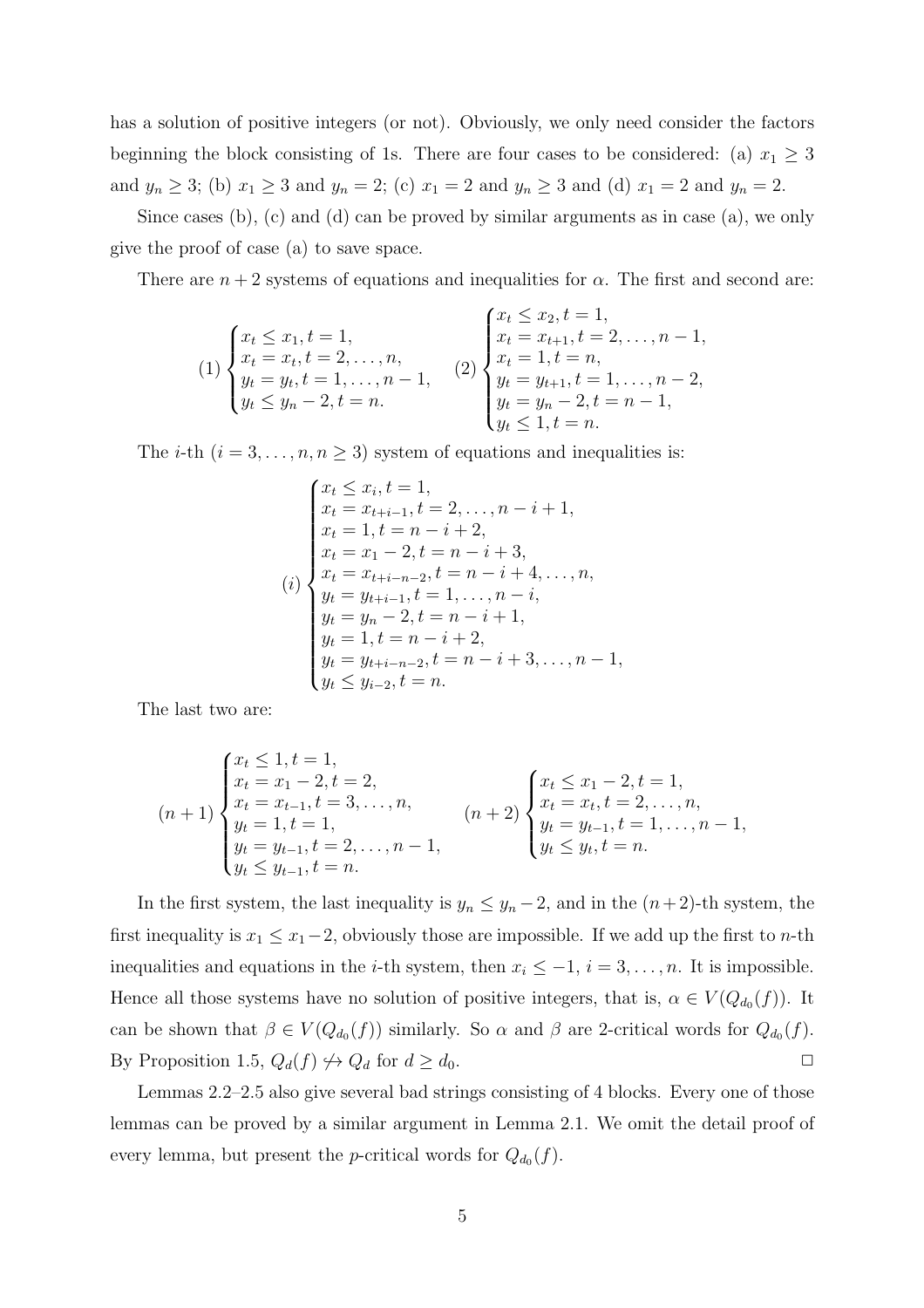has a solution of positive integers (or not). Obviously, we only need consider the factors beginning the block consisting of 1s. There are four cases to be considered: (a) $x_1 \geq 3$ and $y_n \geq 3$; (b) $x_1 \geq 3$ and $y_n = 2$; (c) $x_1 = 2$ and $y_n \geq 3$ and (d) $x_1 = 2$ and $y_n = 2$.

Since cases (b), (c) and (d) can be proved by similar arguments as in case (a), we only give the proof of case (a) to save space.

There are $n+2$ systems of equations and inequalities for $\alpha$. The first and second are:

$$
(1)\begin{cases} x_t \leq x_1, t = 1, \\ x_t = x_t, t = 2, \ldots, n, \\ y_t = y_t, t = 1, \ldots, n-1, \\ y_t \leq y_n - 2, t = n. \end{cases}
\qquad
(2)\begin{cases} x_t \leq x_2, t = 1, \\ x_t = x_{t+1}, t = 2, \ldots, n-1, \\ x_t = 1, t = n, \\ y_t = y_{t+1}, t = 1, \ldots, n-2, \\ y_t = y_n - 2, t = n-1, \\ y_t \leq 1, t = n. \end{cases}
$$

The $i$-th ($i = 3, \ldots, n, n \geq 3$) system of equations and inequalities is:

$$
(i)\begin{cases} x_t \leq x_i, t = 1, \\ x_t = x_{t+i-1}, t = 2, \ldots, n-i+1, \\ x_t = 1, t = n-i+2, \\ x_t = x_1 - 2, t = n-i+3, \\ x_t = x_{t+i-n-2}, t = n-i+4, \ldots, n, \\ y_t = y_{t+i-1}, t = 1, \ldots, n-i, \\ y_t = y_n - 2, t = n-i+1, \\ y_t = 1, t = n-i+2, \\ y_t = y_{t+i-n-2}, t = n-i+3, \ldots, n-1, \\ y_t \leq y_{i-2}, t = n. \end{cases}
$$

The last two are:

$$
(n+1)\begin{cases} x_t \leq 1, t = 1, \\ x_t = x_1 - 2, t = 2, \\ x_t = x_{t-1}, t = 3, \ldots, n, \\ y_t = 1, t = 1, \\ y_t = y_{t-1}, t = 2, \ldots, n-1, \\ y_t \leq y_{t-1}, t = n. \end{cases}
\qquad
(n+2)\begin{cases} x_t \leq x_1 - 2, t = 1, \\ x_t = x_t, t = 2, \ldots, n, \\ y_t = y_{t-1}, t = 1, \ldots, n-1, \\ y_t \leq y_t, t = n. \end{cases}
$$

In the first system, the last inequality is $y_n \leq y_n - 2$, and in the $(n+2)$-th system, the first inequality is $x_1 \leq x_1 - 2$, obviously those are impossible. If we add up the first to $n$-th inequalities and equations in the $i$-th system, then $x_i \leq -1$, $i = 3, \ldots, n$. It is impossible. Hence all those systems have no solution of positive integers, that is, $\alpha \in V(Q_{d_0}(f))$. It can be shown that $\beta \in V(Q_{d_0}(f))$ similarly. So $\alpha$ and $\beta$ are 2-critical words for $Q_{d_0}(f)$. By Proposition 1.5, $Q_d(f) \not\hookrightarrow Q_d$ for $d \geq d_0$. $\square$

Lemmas 2.2–2.5 also give several bad strings consisting of 4 blocks. Every one of those lemmas can be proved by a similar argument in Lemma 2.1. We omit the detail proof of every lemma, but present the $p$-critical words for $Q_{d_0}(f)$.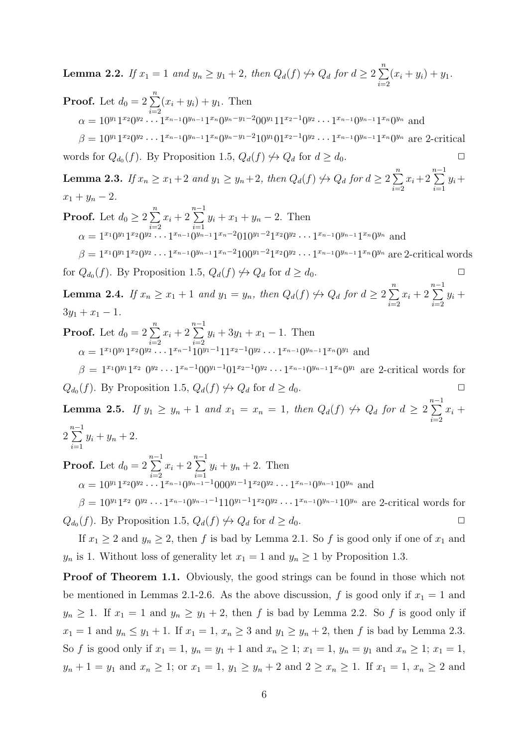**Lemma 2.2.** *If $x_1 = 1$ and $y_n \geq y_1 + 2$, then $Q_d(f) \not\hookrightarrow Q_d$ for $d \geq 2\sum_{i=2}^{n}(x_i + y_i) + y_1$.*

**Proof.** Let $d_0 = 2\sum_{i=2}^{n}(x_i + y_i) + y_1$. Then

$\alpha = 10^{y_1}1^{x_2}0^{y_2}\cdots 1^{x_{n-1}}0^{y_{n-1}}1^{x_n}0^{y_n-y_1-2}00^{y_1}11^{x_2-1}0^{y_2}\cdots 1^{x_{n-1}}0^{y_{n-1}}1^{x_n}0^{y_n}$ and

$\beta = 10^{y_1}1^{x_2}0^{y_2}\cdots 1^{x_{n-1}}0^{y_{n-1}}1^{x_n}0^{y_n-y_1-2}10^{y_1}01^{x_2-1}0^{y_2}\cdots 1^{x_{n-1}}0^{y_{n-1}}1^{x_n}0^{y_n}$ are 2-critical words for $Q_{d_0}(f)$. By Proposition 1.5, $Q_d(f) \not\hookrightarrow Q_d$ for $d \geq d_0$. $\square$

**Lemma 2.3.** *If $x_n \geq x_1 + 2$ and $y_1 \geq y_n + 2$, then $Q_d(f) \not\hookrightarrow Q_d$ for $d \geq 2\sum_{i=2}^{n} x_i + 2\sum_{i=1}^{n-1} y_i + x_1 + y_n - 2$.*

**Proof.** Let $d_0 \geq 2\sum_{i=2}^{n} x_i + 2\sum_{i=1}^{n-1} y_i + x_1 + y_n - 2$. Then

$\alpha = 1^{x_1}0^{y_1}1^{x_2}0^{y_2}\cdots 1^{x_{n-1}}0^{y_{n-1}}1^{x_n-2}010^{y_1-2}1^{x_2}0^{y_2}\cdots 1^{x_{n-1}}0^{y_{n-1}}1^{x_n}0^{y_n}$ and

$\beta = 1^{x_1}0^{y_1}1^{x_2}0^{y_2}\cdots 1^{x_{n-1}}0^{y_{n-1}}1^{x_n-2}100^{y_1-2}1^{x_2}0^{y_2}\cdots 1^{x_{n-1}}0^{y_{n-1}}1^{x_n}0^{y_n}$ are 2-critical words for $Q_{d_0}(f)$. By Proposition 1.5, $Q_d(f) \not\hookrightarrow Q_d$ for $d \geq d_0$. $\square$

**Lemma 2.4.** *If $x_n \geq x_1 + 1$ and $y_1 = y_n$, then $Q_d(f) \not\hookrightarrow Q_d$ for $d \geq 2\sum_{i=2}^{n} x_i + 2\sum_{i=2}^{n-1} y_i + 3y_1 + x_1 - 1$.*

**Proof.** Let $d_0 = 2\sum_{i=2}^{n} x_i + 2\sum_{i=2}^{n-1} y_i + 3y_1 + x_1 - 1$. Then

$\alpha = 1^{x_1}0^{y_1}1^{x_2}0^{y_2}\cdots 1^{x_n-1}10^{y_1-1}11^{x_2-1}0^{y_2}\cdots 1^{x_{n-1}}0^{y_{n-1}}1^{x_n}0^{y_1}$ and

$\beta = 1^{x_1}0^{y_1}1^{x_2}\ 0^{y_2}\cdots 1^{x_n-1}00^{y_1-1}01^{x_2-1}0^{y_2}\cdots 1^{x_{n-1}}0^{y_{n-1}}1^{x_n}0^{y_1}$ are 2-critical words for $Q_{d_0}(f)$. By Proposition 1.5, $Q_d(f) \not\hookrightarrow Q_d$ for $d \geq d_0$. $\square$

**Lemma 2.5.** *If $y_1 \geq y_n + 1$ and $x_1 = x_n = 1$, then $Q_d(f) \not\hookrightarrow Q_d$ for $d \geq 2\sum_{i=2}^{n-1} x_i + 2\sum_{i=1}^{n-1} y_i + y_n + 2$.*

**Proof.** Let $d_0 = 2\sum_{i=2}^{n-1} x_i + 2\sum_{i=1}^{n-1} y_i + y_n + 2$. Then

$\alpha = 10^{y_1}1^{x_2}0^{y_2}\cdots 1^{x_{n-1}}0^{y_{n-1}-1}000^{y_1-1}1^{x_2}0^{y_2}\cdots 1^{x_{n-1}}0^{y_{n-1}}10^{y_n}$ and

$\beta = 10^{y_1}1^{x_2}\ 0^{y_2}\cdots 1^{x_{n-1}}0^{y_{n-1}-1}110^{y_1-1}1^{x_2}0^{y_2}\cdots 1^{x_{n-1}}0^{y_{n-1}}10^{y_n}$ are 2-critical words for $Q_{d_0}(f)$. By Proposition 1.5, $Q_d(f) \not\hookrightarrow Q_d$ for $d \geq d_0$. $\square$

If $x_1 \geq 2$ and $y_n \geq 2$, then $f$ is bad by Lemma 2.1. So $f$ is good only if one of $x_1$ and $y_n$ is 1. Without loss of generality let $x_1 = 1$ and $y_n \geq 1$ by Proposition 1.3.

**Proof of Theorem 1.1.** Obviously, the good strings can be found in those which not be mentioned in Lemmas 2.1-2.6. As the above discussion, $f$ is good only if $x_1 = 1$ and $y_n \geq 1$. If $x_1 = 1$ and $y_n \geq y_1 + 2$, then $f$ is bad by Lemma 2.2. So $f$ is good only if $x_1 = 1$ and $y_n \leq y_1 + 1$. If $x_1 = 1$, $x_n \geq 3$ and $y_1 \geq y_n + 2$, then $f$ is bad by Lemma 2.3. So $f$ is good only if $x_1 = 1$, $y_n = y_1 + 1$ and $x_n \geq 1$; $x_1 = 1$, $y_n = y_1$ and $x_n \geq 1$; $x_1 = 1$, $y_n + 1 = y_1$ and $x_n \geq 1$; or $x_1 = 1$, $y_1 \geq y_n + 2$ and $2 \geq x_n \geq 1$. If $x_1 = 1$, $x_n \geq 2$ and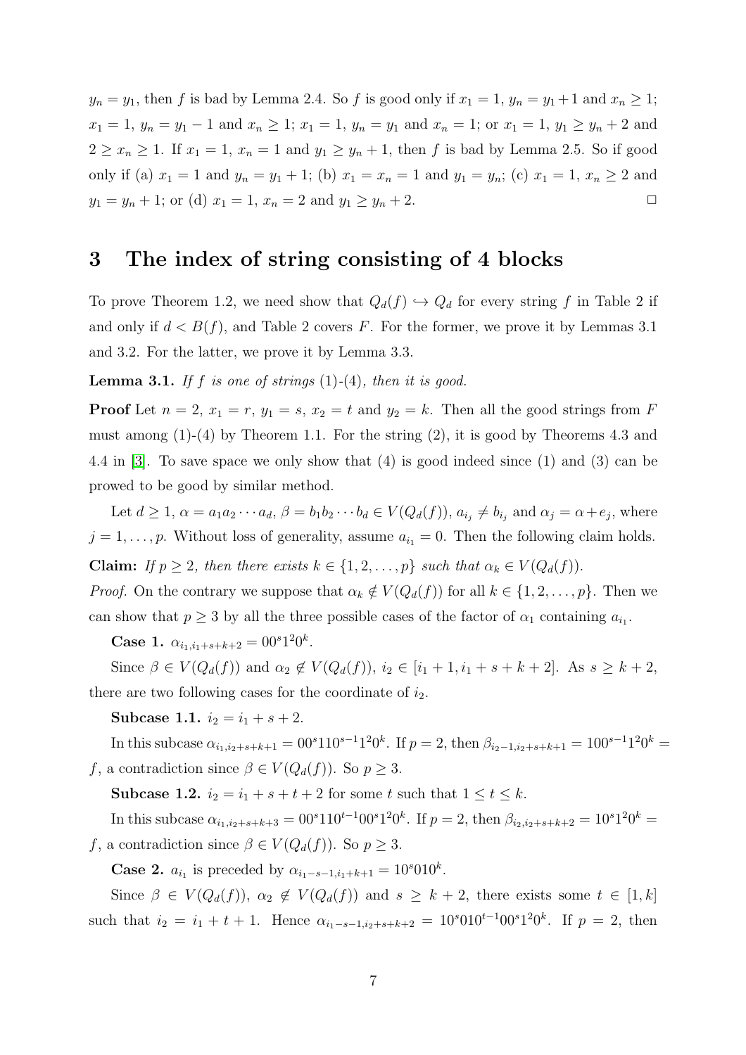$y_n = y_1$, then $f$ is bad by Lemma 2.4. So $f$ is good only if $x_1 = 1$, $y_n = y_1 + 1$ and $x_n \geq 1$; $x_1 = 1$, $y_n = y_1 - 1$ and $x_n \geq 1$; $x_1 = 1$, $y_n = y_1$ and $x_n = 1$; or $x_1 = 1$, $y_1 \geq y_n + 2$ and $2 \geq x_n \geq 1$. If $x_1 = 1$, $x_n = 1$ and $y_1 \geq y_n + 1$, then $f$ is bad by Lemma 2.5. So if good only if (a) $x_1 = 1$ and $y_n = y_1 + 1$; (b) $x_1 = x_n = 1$ and $y_1 = y_n$; (c) $x_1 = 1$, $x_n \geq 2$ and $y_1 = y_n + 1$; or (d) $x_1 = 1$, $x_n = 2$ and $y_1 \geq y_n + 2$. $\square$

## 3 The index of string consisting of 4 blocks

To prove Theorem 1.2, we need show that $Q_d(f) \hookrightarrow Q_d$ for every string $f$ in Table 2 if and only if $d < B(f)$, and Table 2 covers $F$. For the former, we prove it by Lemmas 3.1 and 3.2. For the latter, we prove it by Lemma 3.3.

**Lemma 3.1.** *If $f$ is one of strings (1)-(4), then it is good.*

**Proof** Let $n = 2$, $x_1 = r$, $y_1 = s$, $x_2 = t$ and $y_2 = k$. Then all the good strings from $F$ must among (1)-(4) by Theorem 1.1. For the string (2), it is good by Theorems 4.3 and 4.4 in [3]. To save space we only show that (4) is good indeed since (1) and (3) can be prowed to be good by similar method.

Let $d \geq 1$, $\alpha = a_1 a_2 \cdots a_d$, $\beta = b_1 b_2 \cdots b_d \in V(Q_d(f))$, $a_{i_j} \neq b_{i_j}$ and $\alpha_j = \alpha + e_j$, where $j = 1, \ldots, p$. Without loss of generality, assume $a_{i_1} = 0$. Then the following claim holds.

**Claim:** *If $p \geq 2$, then there exists $k \in \{1, 2, \ldots, p\}$ such that $\alpha_k \in V(Q_d(f))$.*

*Proof.* On the contrary we suppose that $\alpha_k \notin V(Q_d(f))$ for all $k \in \{1, 2, \ldots, p\}$. Then we can show that $p \geq 3$ by all the three possible cases of the factor of $\alpha_1$ containing $a_{i_1}$.

**Case 1.** $\alpha_{i_1, i_1+s+k+2} = 00^s 1^2 0^k$.

Since $\beta \in V(Q_d(f))$ and $\alpha_2 \notin V(Q_d(f))$, $i_2 \in [i_1 + 1, i_1 + s + k + 2]$. As $s \geq k + 2$, there are two following cases for the coordinate of $i_2$.

**Subcase 1.1.** $i_2 = i_1 + s + 2$.

In this subcase $\alpha_{i_1, i_2+s+k+1} = 00^s 110^{s-1} 1^2 0^k$. If $p = 2$, then $\beta_{i_2-1, i_2+s+k+1} = 100^{s-1} 1^2 0^k = f$, a contradiction since $\beta \in V(Q_d(f))$. So $p \geq 3$.

**Subcase 1.2.** $i_2 = i_1 + s + t + 2$ for some $t$ such that $1 \leq t \leq k$.

In this subcase $\alpha_{i_1, i_2+s+k+3} = 00^s 110^{t-1} 00^s 1^2 0^k$. If $p = 2$, then $\beta_{i_2, i_2+s+k+2} = 10^s 1^2 0^k = f$, a contradiction since $\beta \in V(Q_d(f))$. So $p \geq 3$.

**Case 2.** $a_{i_1}$ is preceded by $\alpha_{i_1-s-1, i_1+k+1} = 10^s 010^k$.

Since $\beta \in V(Q_d(f))$, $\alpha_2 \notin V(Q_d(f))$ and $s \geq k + 2$, there exists some $t \in [1, k]$ such that $i_2 = i_1 + t + 1$. Hence $\alpha_{i_1-s-1, i_2+s+k+2} = 10^s 010^{t-1} 00^s 1^2 0^k$. If $p = 2$, then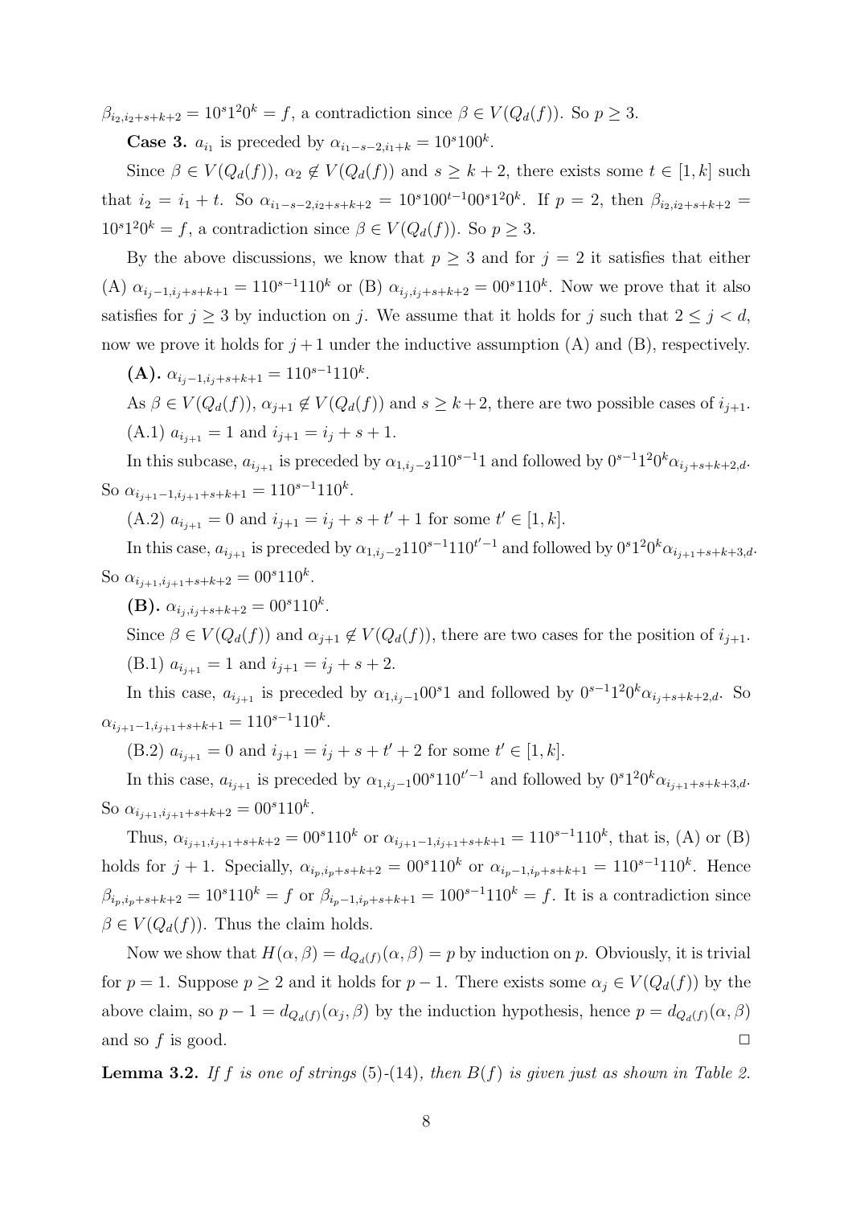$\beta_{i_2,i_2+s+k+2} = 10^s1^20^k = f$, a contradiction since $\beta \in V(Q_d(f))$. So $p \geq 3$.

**Case 3.** $a_{i_1}$ is preceded by $\alpha_{i_1-s-2,i_1+k} = 10^s100^k$.

Since $\beta \in V(Q_d(f))$, $\alpha_2 \notin V(Q_d(f))$ and $s \geq k+2$, there exists some $t \in [1,k]$ such that $i_2 = i_1 + t$. So $\alpha_{i_1-s-2,i_2+s+k+2} = 10^s100^{t-1}00^s1^20^k$. If $p = 2$, then $\beta_{i_2,i_2+s+k+2} = 10^s1^20^k = f$, a contradiction since $\beta \in V(Q_d(f))$. So $p \geq 3$.

By the above discussions, we know that $p \geq 3$ and for $j = 2$ it satisfies that either (A) $\alpha_{i_j-1,i_j+s+k+1} = 110^{s-1}110^k$ or (B) $\alpha_{i_j,i_j+s+k+2} = 00^s110^k$. Now we prove that it also satisfies for $j \geq 3$ by induction on $j$. We assume that it holds for $j$ such that $2 \leq j < d$, now we prove it holds for $j+1$ under the inductive assumption (A) and (B), respectively.

**(A).** $\alpha_{i_j-1,i_j+s+k+1} = 110^{s-1}110^k$.

As $\beta \in V(Q_d(f))$, $\alpha_{j+1} \notin V(Q_d(f))$ and $s \geq k+2$, there are two possible cases of $i_{j+1}$.

(A.1) $a_{i_{j+1}} = 1$ and $i_{j+1} = i_j + s + 1$.

In this subcase, $a_{i_{j+1}}$ is preceded by $\alpha_{1,i_j-2}110^{s-1}1$ and followed by $0^{s-1}1^20^k\alpha_{i_j+s+k+2,d}$. So $\alpha_{i_{j+1}-1,i_{j+1}+s+k+1} = 110^{s-1}110^k$.

(A.2) $a_{i_{j+1}} = 0$ and $i_{j+1} = i_j + s + t' + 1$ for some $t' \in [1,k]$.

In this case, $a_{i_{j+1}}$ is preceded by $\alpha_{1,i_j-2}110^{s-1}110^{t'-1}$ and followed by $0^s1^20^k\alpha_{i_{j+1}+s+k+3,d}$. So $\alpha_{i_{j+1},i_{j+1}+s+k+2} = 00^s110^k$.

**(B).** $\alpha_{i_j,i_j+s+k+2} = 00^s110^k$.

Since $\beta \in V(Q_d(f))$ and $\alpha_{j+1} \notin V(Q_d(f))$, there are two cases for the position of $i_{j+1}$.

(B.1) $a_{i_{j+1}} = 1$ and $i_{j+1} = i_j + s + 2$.

In this case, $a_{i_{j+1}}$ is preceded by $\alpha_{1,i_j-1}00^s1$ and followed by $0^{s-1}1^20^k\alpha_{i_j+s+k+2,d}$. So $\alpha_{i_{j+1}-1,i_{j+1}+s+k+1} = 110^{s-1}110^k$.

(B.2) $a_{i_{j+1}} = 0$ and $i_{j+1} = i_j + s + t' + 2$ for some $t' \in [1,k]$.

In this case, $a_{i_{j+1}}$ is preceded by $\alpha_{1,i_j-1}00^s110^{t'-1}$ and followed by $0^s1^20^k\alpha_{i_{j+1}+s+k+3,d}$. So $\alpha_{i_{j+1},i_{j+1}+s+k+2} = 00^s110^k$.

Thus, $\alpha_{i_{j+1},i_{j+1}+s+k+2} = 00^s110^k$ or $\alpha_{i_{j+1}-1,i_{j+1}+s+k+1} = 110^{s-1}110^k$, that is, (A) or (B) holds for $j+1$. Specially, $\alpha_{i_p,i_p+s+k+2} = 00^s110^k$ or $\alpha_{i_p-1,i_p+s+k+1} = 110^{s-1}110^k$. Hence $\beta_{i_p,i_p+s+k+2} = 10^s110^k = f$ or $\beta_{i_p-1,i_p+s+k+1} = 100^{s-1}110^k = f$. It is a contradiction since $\beta \in V(Q_d(f))$. Thus the claim holds.

Now we show that $H(\alpha,\beta) = d_{Q_d(f)}(\alpha,\beta) = p$ by induction on $p$. Obviously, it is trivial for $p = 1$. Suppose $p \geq 2$ and it holds for $p-1$. There exists some $\alpha_j \in V(Q_d(f))$ by the above claim, so $p - 1 = d_{Q_d(f)}(\alpha_j,\beta)$ by the induction hypothesis, hence $p = d_{Q_d(f)}(\alpha,\beta)$ and so $f$ is good. $\square$

**Lemma 3.2.** *If $f$ is one of strings (5)-(14), then $B(f)$ is given just as shown in Table 2.*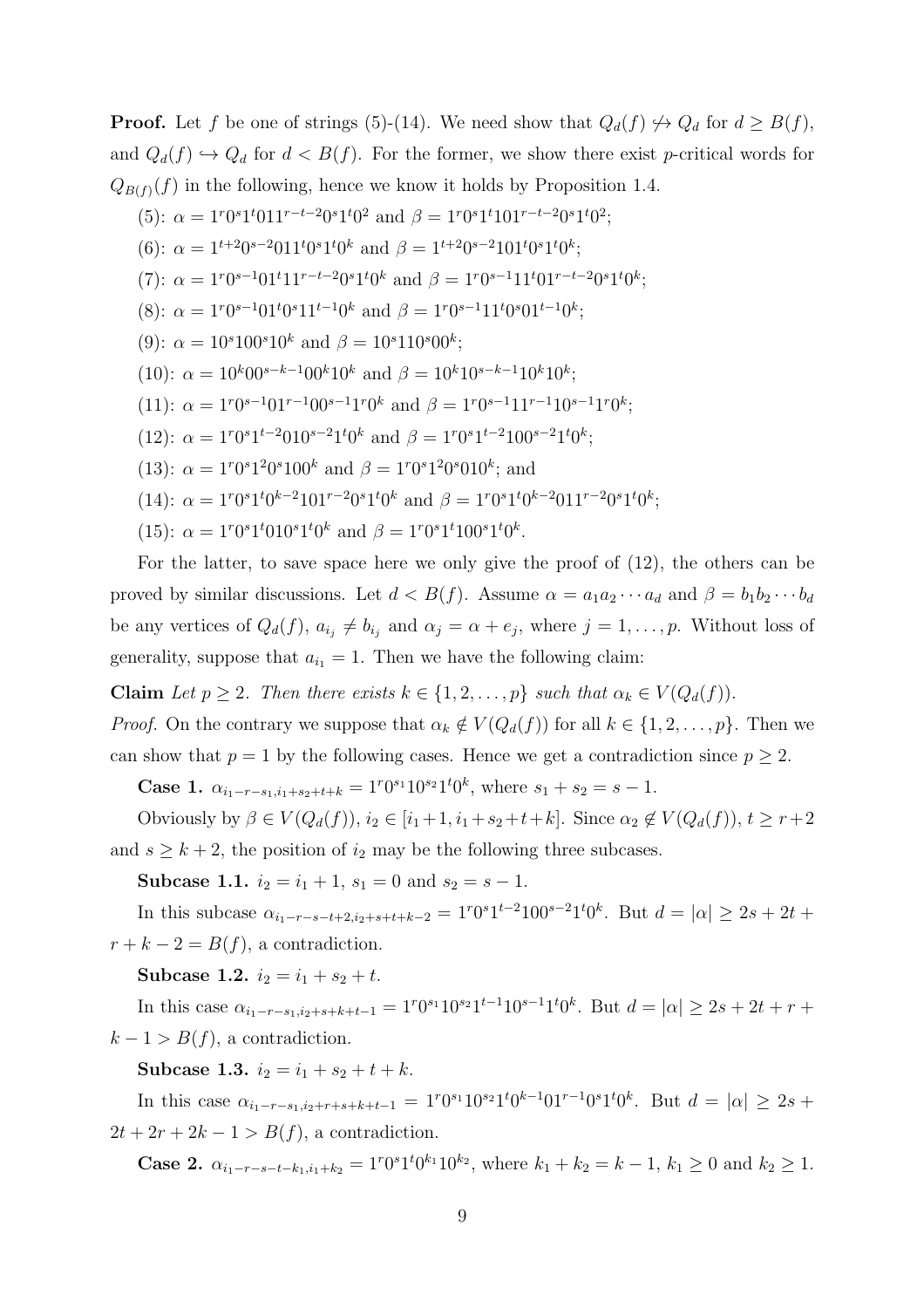**Proof.** Let $f$ be one of strings (5)-(14). We need show that $Q_d(f) \not\hookrightarrow Q_d$ for $d \geq B(f)$, and $Q_d(f) \hookrightarrow Q_d$ for $d < B(f)$. For the former, we show there exist $p$-critical words for $Q_{B(f)}(f)$ in the following, hence we know it holds by Proposition 1.4.

(5): $\alpha = 1^r0^s1^t011^{r-t-2}0^s1^t0^2$ and $\beta = 1^r0^s1^t101^{r-t-2}0^s1^t0^2$;

(6): $\alpha = 1^{t+2}0^{s-2}011^t0^s1^t0^k$ and $\beta = 1^{t+2}0^{s-2}101^t0^s1^t0^k$;

(7): $\alpha = 1^r0^{s-1}01^t11^{r-t-2}0^s1^t0^k$ and $\beta = 1^r0^{s-1}11^t01^{r-t-2}0^s1^t0^k$;

(8): $\alpha = 1^r0^{s-1}01^t0^s11^{t-1}0^k$ and $\beta = 1^r0^{s-1}11^t0^s01^{t-1}0^k$;

(9): $\alpha = 10^s100^s10^k$ and $\beta = 10^s110^s00^k$;

(10): $\alpha = 10^k00^{s-k-1}00^k10^k$ and $\beta = 10^k10^{s-k-1}10^k10^k$;

(11): $\alpha = 1^r0^{s-1}01^{r-1}00^{s-1}1^r0^k$ and $\beta = 1^r0^{s-1}11^{r-1}10^{s-1}1^r0^k$;

(12): $\alpha = 1^r0^s1^{t-2}010^{s-2}1^t0^k$ and $\beta = 1^r0^s1^{t-2}100^{s-2}1^t0^k$;

(13): $\alpha = 1^r0^s1^20^s100^k$ and $\beta = 1^r0^s1^20^s010^k$; and

(14): $\alpha = 1^r0^s1^t0^{k-2}101^{r-2}0^s1^t0^k$ and $\beta = 1^r0^s1^t0^{k-2}011^{r-2}0^s1^t0^k$;

(15): $\alpha = 1^r0^s1^t010^s1^t0^k$ and $\beta = 1^r0^s1^t100^s1^t0^k$.

For the latter, to save space here we only give the proof of (12), the others can be proved by similar discussions. Let $d < B(f)$. Assume $\alpha = a_1a_2\cdots a_d$ and $\beta = b_1b_2\cdots b_d$ be any vertices of $Q_d(f)$, $a_{i_j} \neq b_{i_j}$ and $\alpha_j = \alpha + e_j$, where $j = 1, \ldots, p$. Without loss of generality, suppose that $a_{i_1} = 1$. Then we have the following claim:

**Claim** *Let $p \geq 2$. Then there exists $k \in \{1, 2, \ldots, p\}$ such that $\alpha_k \in V(Q_d(f))$.*

*Proof.* On the contrary we suppose that $\alpha_k \notin V(Q_d(f))$ for all $k \in \{1, 2, \ldots, p\}$. Then we can show that $p = 1$ by the following cases. Hence we get a contradiction since $p \geq 2$.

**Case 1.** $\alpha_{i_1-r-s_1, i_1+s_2+t+k} = 1^r0^{s_1}10^{s_2}1^t0^k$, where $s_1 + s_2 = s - 1$.

Obviously by $\beta \in V(Q_d(f))$, $i_2 \in [i_1+1, i_1+s_2+t+k]$. Since $\alpha_2 \notin V(Q_d(f))$, $t \geq r+2$ and $s \geq k+2$, the position of $i_2$ may be the following three subcases.

**Subcase 1.1.** $i_2 = i_1 + 1$, $s_1 = 0$ and $s_2 = s - 1$.

In this subcase $\alpha_{i_1-r-s-t+2, i_2+s+t+k-2} = 1^r0^s1^{t-2}100^{s-2}1^t0^k$. But $d = |\alpha| \geq 2s + 2t + r + k - 2 = B(f)$, a contradiction.

**Subcase 1.2.** $i_2 = i_1 + s_2 + t$.

In this case $\alpha_{i_1-r-s_1, i_2+s+k+t-1} = 1^r0^{s_1}10^{s_2}1^{t-1}10^{s-1}1^t0^k$. But $d = |\alpha| \geq 2s + 2t + r + k - 1 > B(f)$, a contradiction.

**Subcase 1.3.** $i_2 = i_1 + s_2 + t + k$.

In this case $\alpha_{i_1-r-s_1, i_2+r+s+k+t-1} = 1^r0^{s_1}10^{s_2}1^t0^{k-1}01^{r-1}0^s1^t0^k$. But $d = |\alpha| \geq 2s + 2t + 2r + 2k - 1 > B(f)$, a contradiction.

**Case 2.** $\alpha_{i_1-r-s-t-k_1, i_1+k_2} = 1^r0^s1^t0^{k_1}10^{k_2}$, where $k_1 + k_2 = k - 1$, $k_1 \geq 0$ and $k_2 \geq 1$.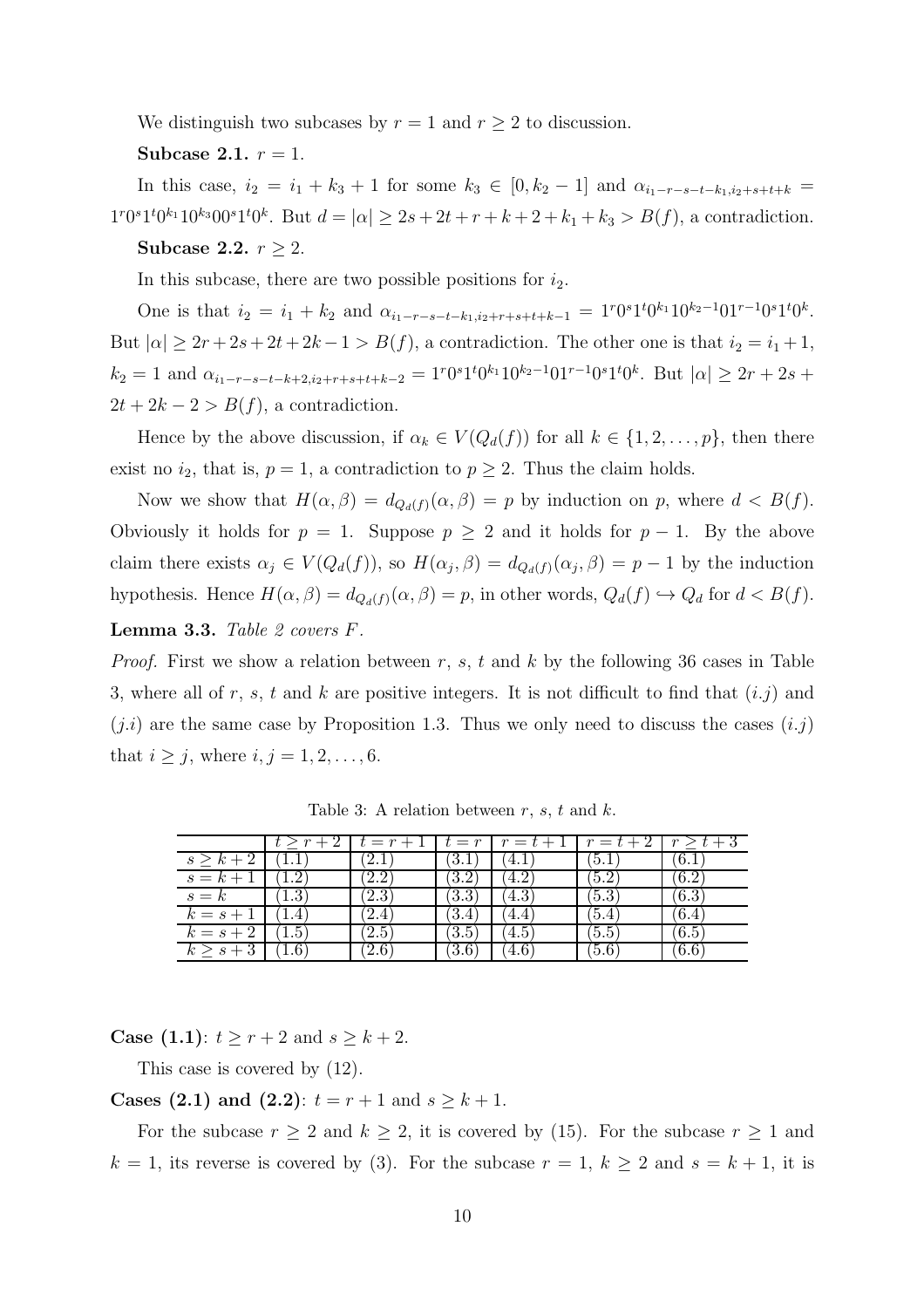We distinguish two subcases by $r = 1$ and $r \geq 2$ to discussion.

**Subcase 2.1.** $r = 1$.

In this case, $i_2 = i_1 + k_3 + 1$ for some $k_3 \in [0, k_2 - 1]$ and $\alpha_{i_1-r-s-t-k_1,i_2+s+t+k} = 1^r0^s1^t0^{k_1}10^{k_3}00^s1^t0^k$. But $d = |\alpha| \geq 2s + 2t + r + k + 2 + k_1 + k_3 > B(f)$, a contradiction.

**Subcase 2.2.** $r \geq 2$.

In this subcase, there are two possible positions for $i_2$.

One is that $i_2 = i_1 + k_2$ and $\alpha_{i_1-r-s-t-k_1,i_2+r+s+t+k-1} = 1^r0^s1^t0^{k_1}10^{k_2-1}01^{r-1}0^s1^t0^k$. But $|\alpha| \geq 2r + 2s + 2t + 2k - 1 > B(f)$, a contradiction. The other one is that $i_2 = i_1 + 1$, $k_2 = 1$ and $\alpha_{i_1-r-s-t-k+2,i_2+r+s+t+k-2} = 1^r0^s1^t0^{k_1}10^{k_2-1}01^{r-1}0^s1^t0^k$. But $|\alpha| \geq 2r + 2s + 2t + 2k - 2 > B(f)$, a contradiction.

Hence by the above discussion, if $\alpha_k \in V(Q_d(f))$ for all $k \in \{1, 2, \ldots, p\}$, then there exist no $i_2$, that is, $p = 1$, a contradiction to $p \geq 2$. Thus the claim holds.

Now we show that $H(\alpha, \beta) = d_{Q_d(f)}(\alpha, \beta) = p$ by induction on $p$, where $d < B(f)$. Obviously it holds for $p = 1$. Suppose $p \geq 2$ and it holds for $p - 1$. By the above claim there exists $\alpha_j \in V(Q_d(f))$, so $H(\alpha_j, \beta) = d_{Q_d(f)}(\alpha_j, \beta) = p - 1$ by the induction hypothesis. Hence $H(\alpha, \beta) = d_{Q_d(f)}(\alpha, \beta) = p$, in other words, $Q_d(f) \hookrightarrow Q_d$ for $d < B(f)$.

**Lemma 3.3.** *Table 2 covers $F$.*

*Proof.* First we show a relation between $r$, $s$, $t$ and $k$ by the following 36 cases in Table 3, where all of $r$, $s$, $t$ and $k$ are positive integers. It is not difficult to find that $(i.j)$ and $(j.i)$ are the same case by Proposition 1.3. Thus we only need to discuss the cases $(i.j)$ that $i \geq j$, where $i, j = 1, 2, \ldots, 6$.

Table 3: A relation between $r$, $s$, $t$ and $k$.

| | $t \geq r+2$ | $t = r+1$ | $t = r$ | $r = t+1$ | $r = t+2$ | $r \geq t+3$ |
|---|---|---|---|---|---|---|
| $s \geq k+2$ | (1.1) | (2.1) | (3.1) | (4.1) | (5.1) | (6.1) |
| $s = k+1$ | (1.2) | (2.2) | (3.2) | (4.2) | (5.2) | (6.2) |
| $s = k$ | (1.3) | (2.3) | (3.3) | (4.3) | (5.3) | (6.3) |
| $k = s+1$ | (1.4) | (2.4) | (3.4) | (4.4) | (5.4) | (6.4) |
| $k = s+2$ | (1.5) | (2.5) | (3.5) | (4.5) | (5.5) | (6.5) |
| $k \geq s+3$ | (1.6) | (2.6) | (3.6) | (4.6) | (5.6) | (6.6) |

**Case (1.1)**: $t \geq r + 2$ and $s \geq k + 2$.

This case is covered by (12).

**Cases (2.1) and (2.2)**: $t = r + 1$ and $s \geq k + 1$.

For the subcase $r \geq 2$ and $k \geq 2$, it is covered by (15). For the subcase $r \geq 1$ and $k = 1$, its reverse is covered by (3). For the subcase $r = 1$, $k \geq 2$ and $s = k + 1$, it is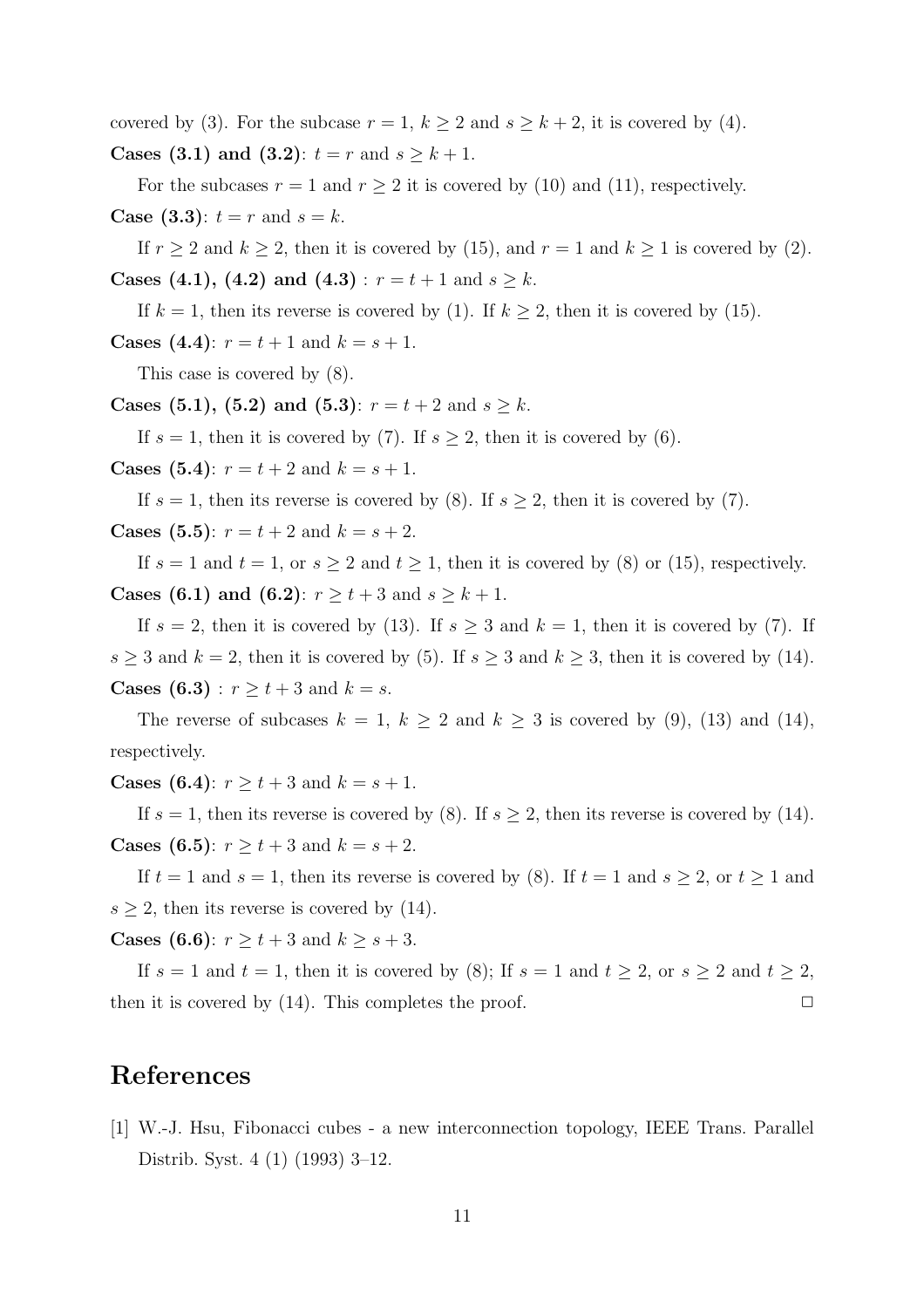covered by (3). For the subcase $r = 1$, $k \geq 2$ and $s \geq k + 2$, it is covered by (4).

**Cases (3.1) and (3.2)**: $t = r$ and $s \geq k + 1$.

For the subcases $r = 1$ and $r \geq 2$ it is covered by (10) and (11), respectively.

**Case (3.3)**: $t = r$ and $s = k$.

If $r \geq 2$ and $k \geq 2$, then it is covered by (15), and $r = 1$ and $k \geq 1$ is covered by (2).

**Cases (4.1), (4.2) and (4.3)** : $r = t + 1$ and $s \geq k$.

If $k = 1$, then its reverse is covered by (1). If $k \geq 2$, then it is covered by (15).

**Cases (4.4)**: $r = t + 1$ and $k = s + 1$.

This case is covered by (8).

**Cases (5.1), (5.2) and (5.3)**: $r = t + 2$ and $s \geq k$.

If $s = 1$, then it is covered by (7). If $s \geq 2$, then it is covered by (6).

**Cases (5.4)**: $r = t + 2$ and $k = s + 1$.

If $s = 1$, then its reverse is covered by (8). If $s \geq 2$, then it is covered by (7).

**Cases (5.5)**: $r = t + 2$ and $k = s + 2$.

If $s = 1$ and $t = 1$, or $s \geq 2$ and $t \geq 1$, then it is covered by (8) or (15), respectively.

**Cases (6.1) and (6.2)**: $r \geq t + 3$ and $s \geq k + 1$.

If $s = 2$, then it is covered by (13). If $s \geq 3$ and $k = 1$, then it is covered by (7). If $s \geq 3$ and $k = 2$, then it is covered by (5). If $s \geq 3$ and $k \geq 3$, then it is covered by (14).

**Cases (6.3)** : $r \geq t + 3$ and $k = s$.

The reverse of subcases $k = 1$, $k \geq 2$ and $k \geq 3$ is covered by (9), (13) and (14), respectively.

**Cases (6.4)**: $r \geq t + 3$ and $k = s + 1$.

If $s = 1$, then its reverse is covered by (8). If $s \geq 2$, then its reverse is covered by (14).

**Cases (6.5)**: $r \geq t + 3$ and $k = s + 2$.

If $t = 1$ and $s = 1$, then its reverse is covered by (8). If $t = 1$ and $s \geq 2$, or $t \geq 1$ and $s \geq 2$, then its reverse is covered by (14).

**Cases (6.6)**: $r \geq t + 3$ and $k \geq s + 3$.

If $s = 1$ and $t = 1$, then it is covered by (8); If $s = 1$ and $t \geq 2$, or $s \geq 2$ and $t \geq 2$, then it is covered by (14). This completes the proof. $\Box$

# References

[1] W.-J. Hsu, Fibonacci cubes - a new interconnection topology, IEEE Trans. Parallel Distrib. Syst. 4 (1) (1993) 3–12.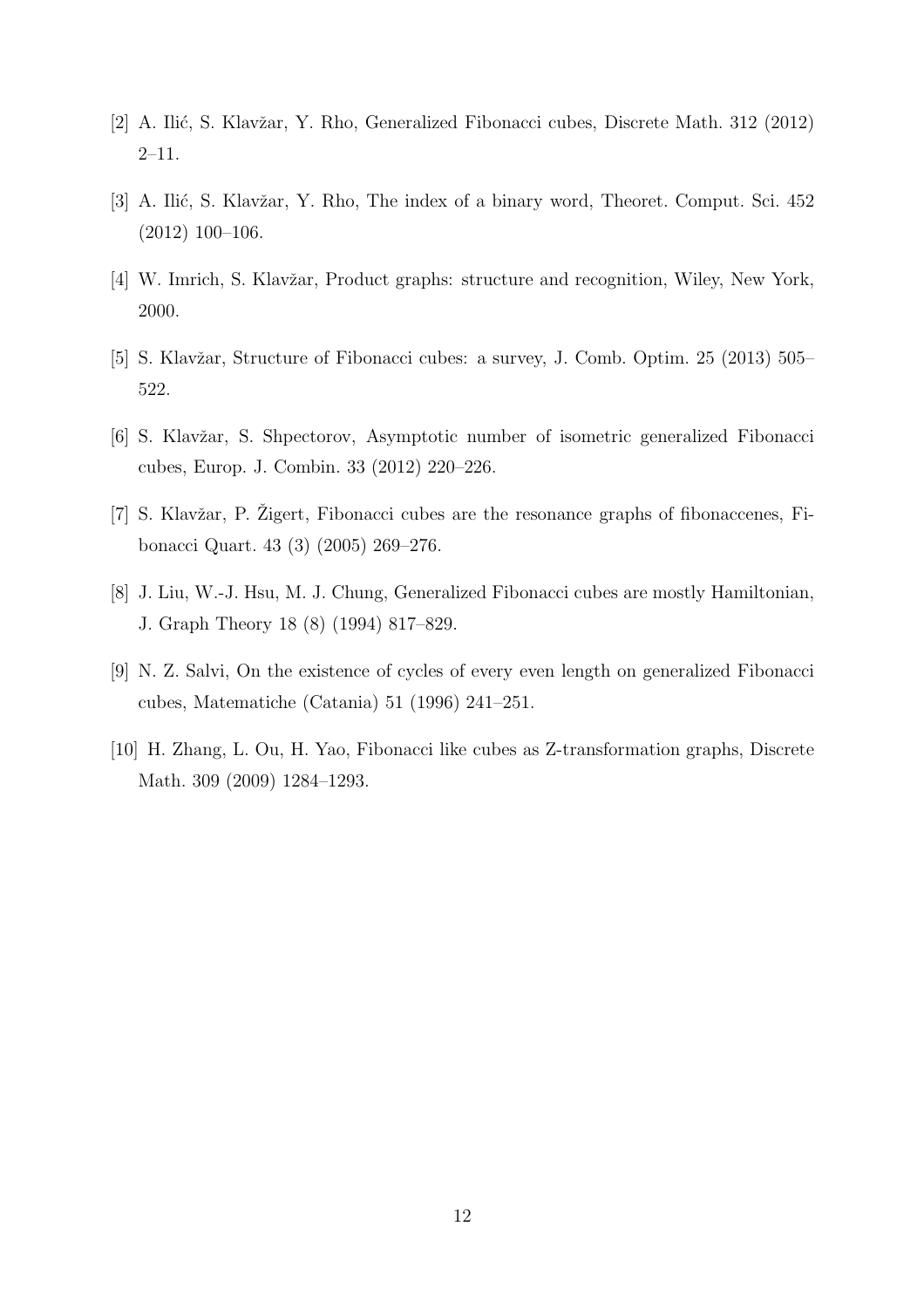[2] A. Ilić, S. Klavžar, Y. Rho, Generalized Fibonacci cubes, Discrete Math. 312 (2012) 2–11.

[3] A. Ilić, S. Klavžar, Y. Rho, The index of a binary word, Theoret. Comput. Sci. 452 (2012) 100–106.

[4] W. Imrich, S. Klavžar, Product graphs: structure and recognition, Wiley, New York, 2000.

[5] S. Klavžar, Structure of Fibonacci cubes: a survey, J. Comb. Optim. 25 (2013) 505–522.

[6] S. Klavžar, S. Shpectorov, Asymptotic number of isometric generalized Fibonacci cubes, Europ. J. Combin. 33 (2012) 220–226.

[7] S. Klavžar, P. Žigert, Fibonacci cubes are the resonance graphs of fibonaccenes, Fibonacci Quart. 43 (3) (2005) 269–276.

[8] J. Liu, W.-J. Hsu, M. J. Chung, Generalized Fibonacci cubes are mostly Hamiltonian, J. Graph Theory 18 (8) (1994) 817–829.

[9] N. Z. Salvi, On the existence of cycles of every even length on generalized Fibonacci cubes, Matematiche (Catania) 51 (1996) 241–251.

[10] H. Zhang, L. Ou, H. Yao, Fibonacci like cubes as Z-transformation graphs, Discrete Math. 309 (2009) 1284–1293.